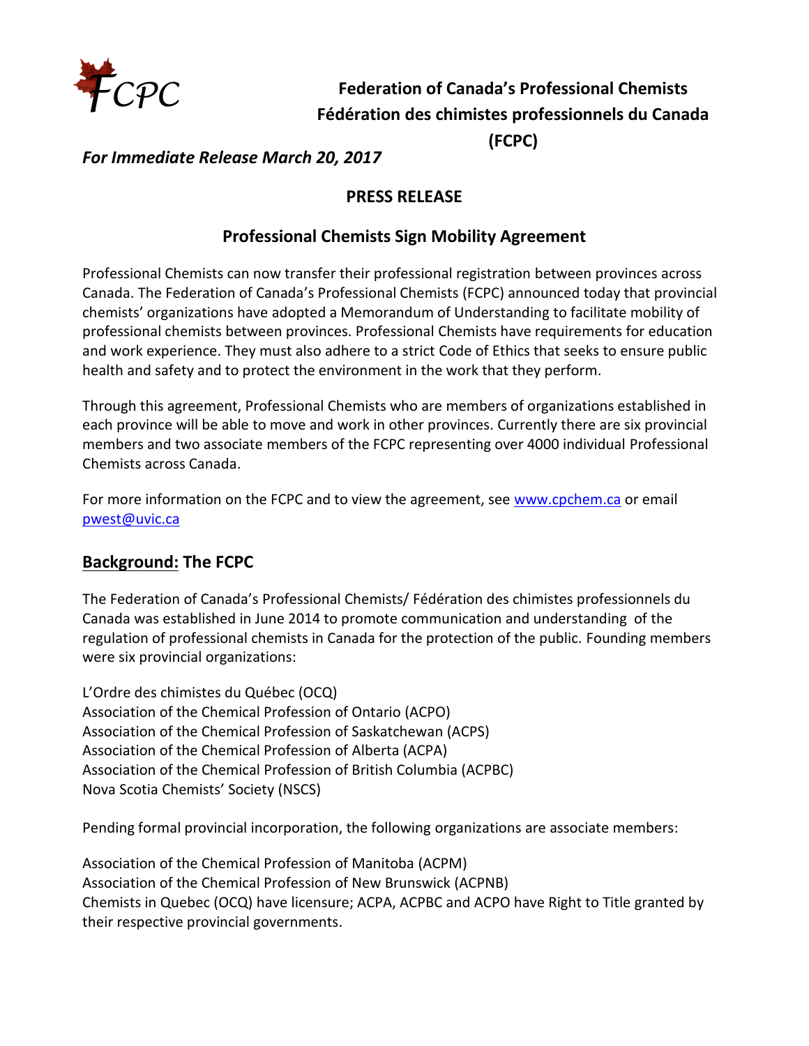# Federation of Canada's Professional Chemists
# Fédération des chimistes professionnels du Canada
# (FCPC)

*For Immediate Release March 20, 2017*

## PRESS RELEASE

## Professional Chemists Sign Mobility Agreement

Professional Chemists can now transfer their professional registration between provinces across Canada. The Federation of Canada's Professional Chemists (FCPC) announced today that provincial chemists' organizations have adopted a Memorandum of Understanding to facilitate mobility of professional chemists between provinces. Professional Chemists have requirements for education and work experience. They must also adhere to a strict Code of Ethics that seeks to ensure public health and safety and to protect the environment in the work that they perform.

Through this agreement, Professional Chemists who are members of organizations established in each province will be able to move and work in other provinces. Currently there are six provincial members and two associate members of the FCPC representing over 4000 individual Professional Chemists across Canada.

For more information on the FCPC and to view the agreement, see [www.cpchem.ca](http://www.cpchem.ca) or email [pwest@uvic.ca](mailto:pwest@uvic.ca)

## Background: The FCPC

The Federation of Canada's Professional Chemists/ Fédération des chimistes professionnels du Canada was established in June 2014 to promote communication and understanding of the regulation of professional chemists in Canada for the protection of the public. Founding members were six provincial organizations:

L'Ordre des chimistes du Québec (OCQ)
Association of the Chemical Profession of Ontario (ACPO)
Association of the Chemical Profession of Saskatchewan (ACPS)
Association of the Chemical Profession of Alberta (ACPA)
Association of the Chemical Profession of British Columbia (ACPBC)
Nova Scotia Chemists' Society (NSCS)

Pending formal provincial incorporation, the following organizations are associate members:

Association of the Chemical Profession of Manitoba (ACPM)
Association of the Chemical Profession of New Brunswick (ACPNB)
Chemists in Quebec (OCQ) have licensure; ACPA, ACPBC and ACPO have Right to Title granted by their respective provincial governments.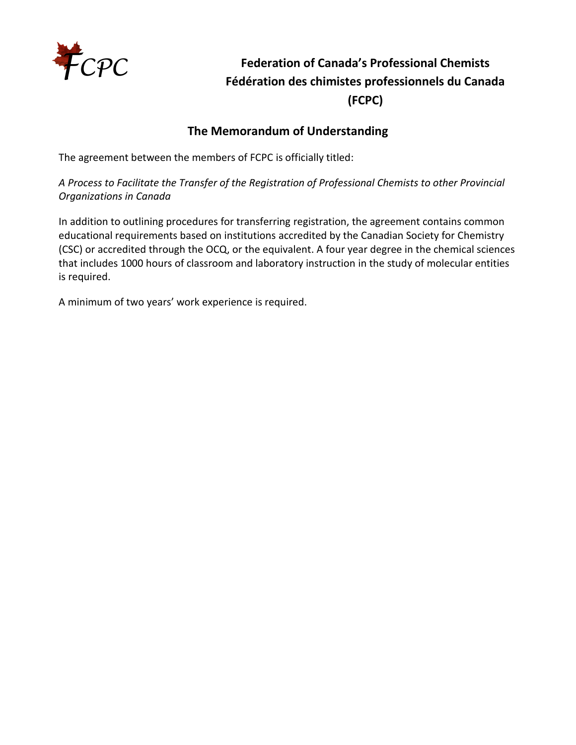# Federation of Canada's Professional Chemists
# Fédération des chimistes professionnels du Canada
# (FCPC)

## The Memorandum of Understanding

The agreement between the members of FCPC is officially titled:

*A Process to Facilitate the Transfer of the Registration of Professional Chemists to other Provincial Organizations in Canada*

In addition to outlining procedures for transferring registration, the agreement contains common educational requirements based on institutions accredited by the Canadian Society for Chemistry (CSC) or accredited through the OCQ, or the equivalent. A four year degree in the chemical sciences that includes 1000 hours of classroom and laboratory instruction in the study of molecular entities is required.

A minimum of two years' work experience is required.